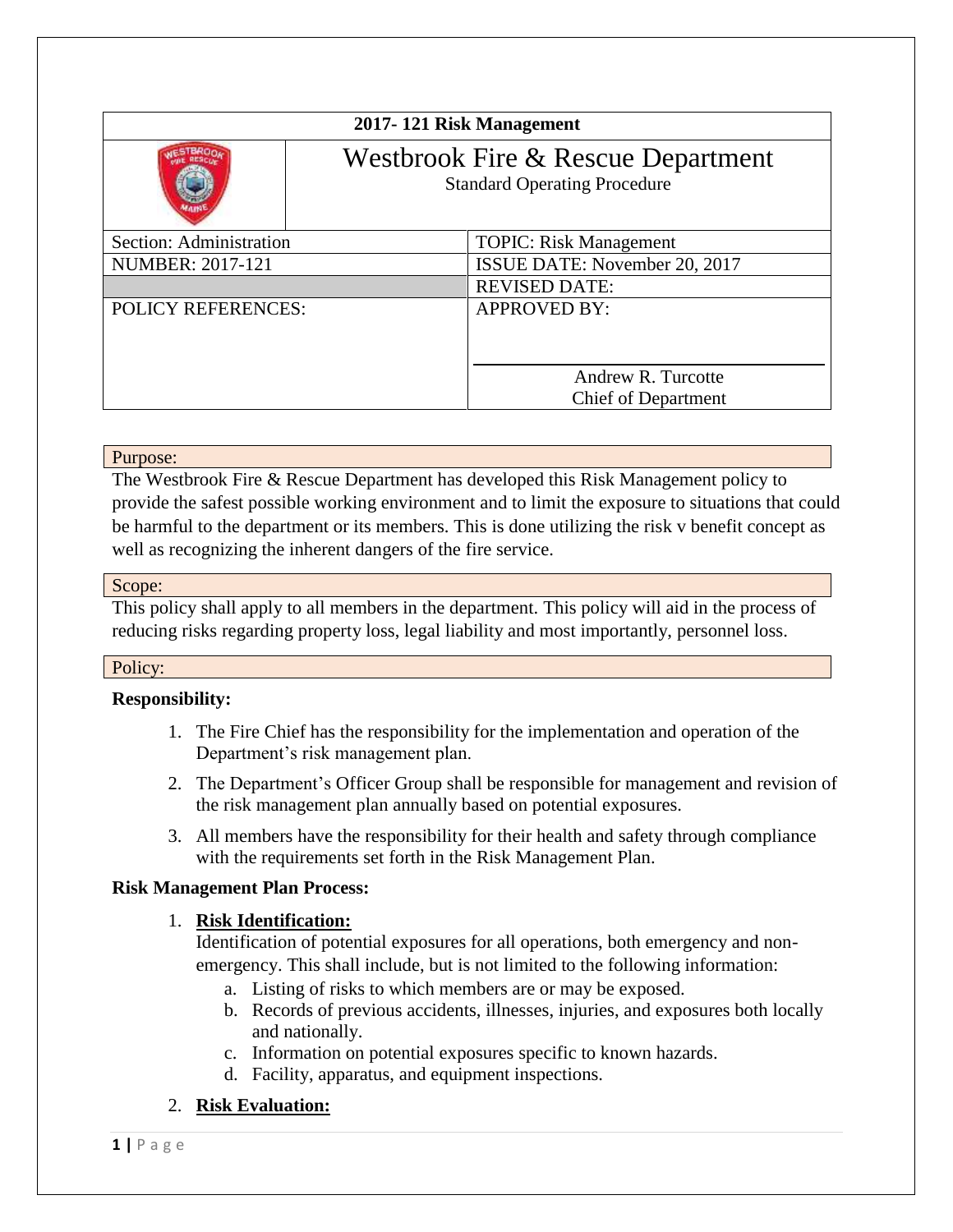| 2017- 121 Risk Management | |
|---|---|
| | Westbrook Fire & Rescue Department<br>Standard Operating Procedure |
| Section: Administration | TOPIC: Risk Management |
| NUMBER: 2017-121 | ISSUE DATE: November 20, 2017 |
| | REVISED DATE: |
| POLICY REFERENCES: | APPROVED BY:<br><br>Andrew R. Turcotte<br>Chief of Department |

## Purpose:

The Westbrook Fire & Rescue Department has developed this Risk Management policy to provide the safest possible working environment and to limit the exposure to situations that could be harmful to the department or its members. This is done utilizing the risk v benefit concept as well as recognizing the inherent dangers of the fire service.

## Scope:

This policy shall apply to all members in the department. This policy will aid in the process of reducing risks regarding property loss, legal liability and most importantly, personnel loss.

## Policy:

**Responsibility:**

1. The Fire Chief has the responsibility for the implementation and operation of the Department's risk management plan.
2. The Department's Officer Group shall be responsible for management and revision of the risk management plan annually based on potential exposures.
3. All members have the responsibility for their health and safety through compliance with the requirements set forth in the Risk Management Plan.

**Risk Management Plan Process:**

1. **Risk Identification:**
   Identification of potential exposures for all operations, both emergency and non-emergency. This shall include, but is not limited to the following information:
   a. Listing of risks to which members are or may be exposed.
   b. Records of previous accidents, illnesses, injuries, and exposures both locally and nationally.
   c. Information on potential exposures specific to known hazards.
   d. Facility, apparatus, and equipment inspections.
2. **Risk Evaluation:**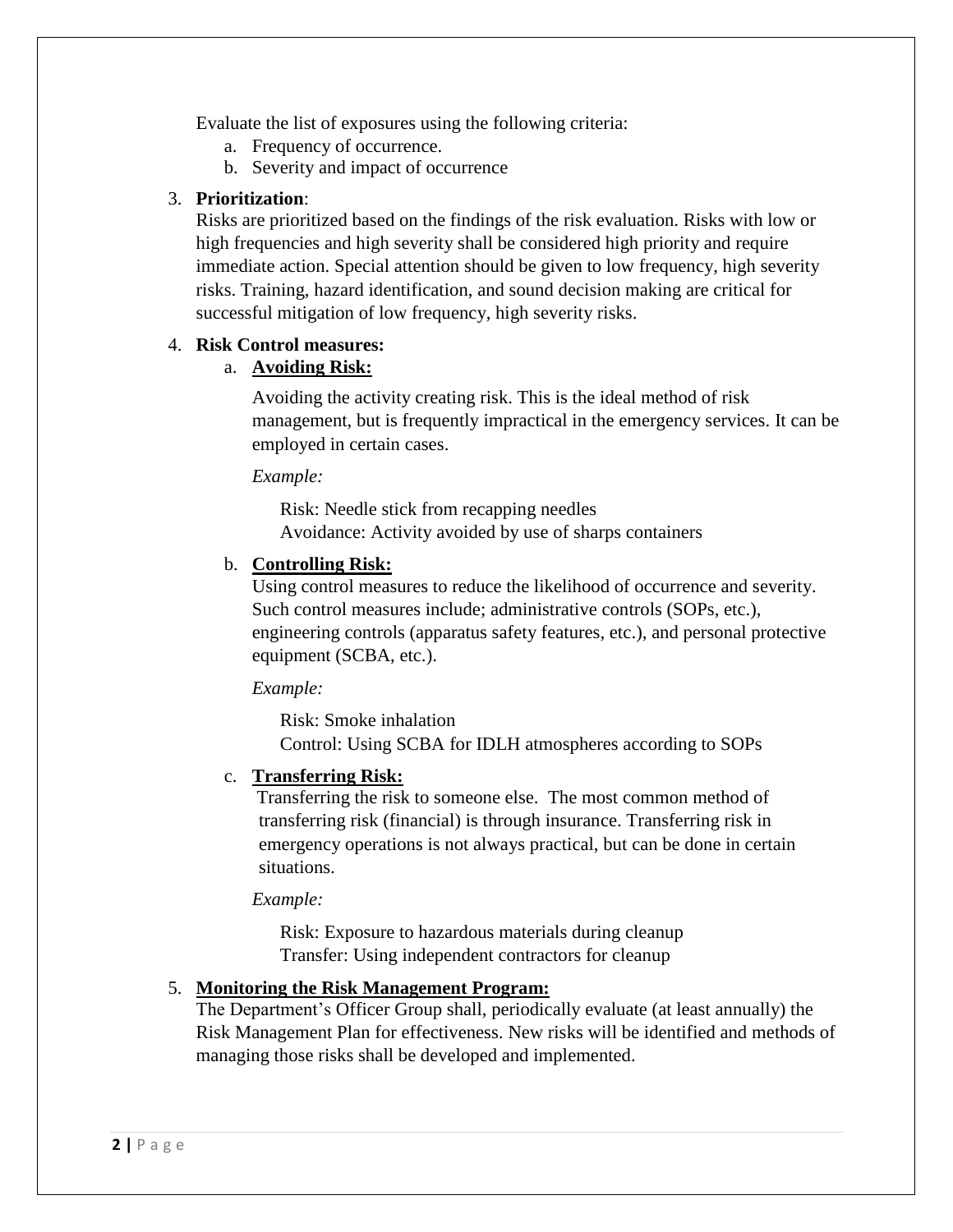Evaluate the list of exposures using the following criteria:

a. Frequency of occurrence.
b. Severity and impact of occurrence

3. **Prioritization**:
   Risks are prioritized based on the findings of the risk evaluation. Risks with low or high frequencies and high severity shall be considered high priority and require immediate action. Special attention should be given to low frequency, high severity risks. Training, hazard identification, and sound decision making are critical for successful mitigation of low frequency, high severity risks.

4. **Risk Control measures:**

   a. **<u>Avoiding Risk:</u>**

      Avoiding the activity creating risk. This is the ideal method of risk management, but is frequently impractical in the emergency services. It can be employed in certain cases.

      *Example:*

      Risk: Needle stick from recapping needles
      Avoidance: Activity avoided by use of sharps containers

   b. **<u>Controlling Risk:</u>**
      Using control measures to reduce the likelihood of occurrence and severity. Such control measures include; administrative controls (SOPs, etc.), engineering controls (apparatus safety features, etc.), and personal protective equipment (SCBA, etc.).

      *Example:*

      Risk: Smoke inhalation
      Control: Using SCBA for IDLH atmospheres according to SOPs

   c. **<u>Transferring Risk:</u>**
      Transferring the risk to someone else. The most common method of transferring risk (financial) is through insurance. Transferring risk in emergency operations is not always practical, but can be done in certain situations.

      *Example:*

      Risk: Exposure to hazardous materials during cleanup
      Transfer: Using independent contractors for cleanup

5. **<u>Monitoring the Risk Management Program:</u>**
   The Department's Officer Group shall, periodically evaluate (at least annually) the Risk Management Plan for effectiveness. New risks will be identified and methods of managing those risks shall be developed and implemented.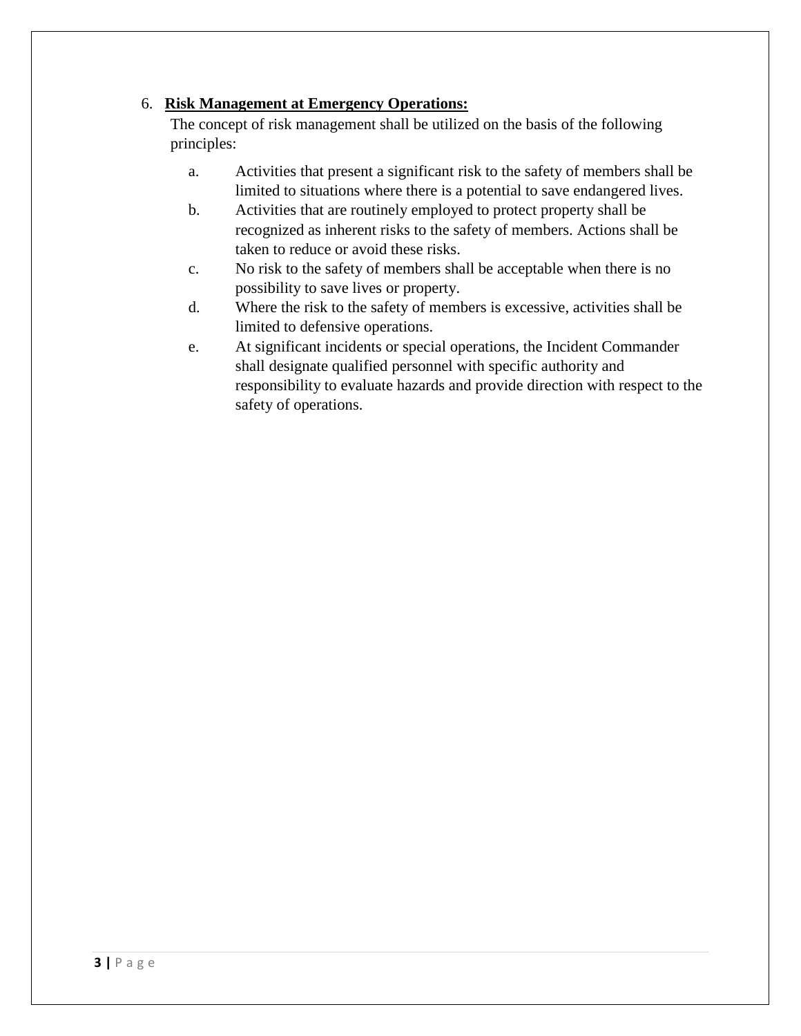6. **Risk Management at Emergency Operations:**

   The concept of risk management shall be utilized on the basis of the following principles:

   a. Activities that present a significant risk to the safety of members shall be limited to situations where there is a potential to save endangered lives.
   b. Activities that are routinely employed to protect property shall be recognized as inherent risks to the safety of members. Actions shall be taken to reduce or avoid these risks.
   c. No risk to the safety of members shall be acceptable when there is no possibility to save lives or property.
   d. Where the risk to the safety of members is excessive, activities shall be limited to defensive operations.
   e. At significant incidents or special operations, the Incident Commander shall designate qualified personnel with specific authority and responsibility to evaluate hazards and provide direction with respect to the safety of operations.